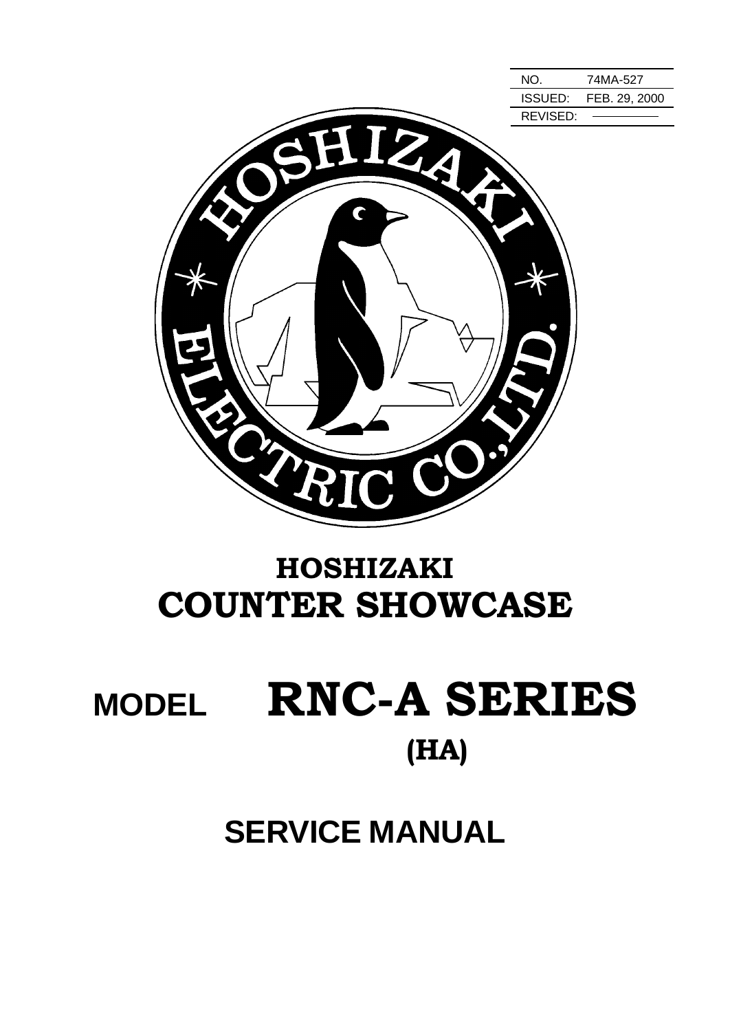| NO. | 74MA-527 |
| --- | --- |
| ISSUED: | FEB. 29, 2000 |
| REVISED: | ———— |

HOSHIZAKI ELECTRIC CO., LTD.

# HOSHIZAKI
# COUNTER SHOWCASE

# MODEL RNC-A SERIES
## (HA)

# SERVICE MANUAL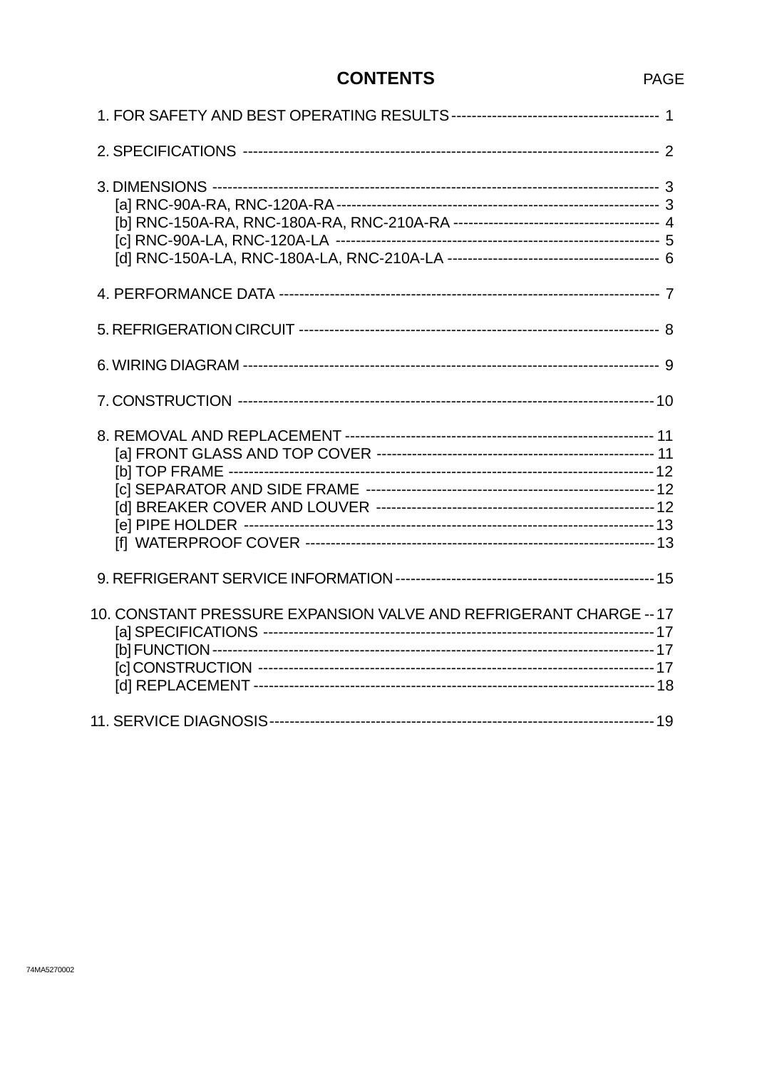# CONTENTS

PAGE

1. FOR SAFETY AND BEST OPERATING RESULTS ---------------------------------------- 1

2. SPECIFICATIONS --------------------------------------------------------------------------------- 2

3. DIMENSIONS ------------------------------------------------------------------------------------- 3
   [a] RNC-90A-RA, RNC-120A-RA --------------------------------------------------------------- 3
   [b] RNC-150A-RA, RNC-180A-RA, RNC-210A-RA ---------------------------------------- 4
   [c] RNC-90A-LA, RNC-120A-LA --------------------------------------------------------------- 5
   [d] RNC-150A-LA, RNC-180A-LA, RNC-210A-LA ----------------------------------------- 6

4. PERFORMANCE DATA -------------------------------------------------------------------------- 7

5. REFRIGERATION CIRCUIT --------------------------------------------------------------------- 8

6. WIRING DIAGRAM ---------------------------------------------------------------------------------- 9

7. CONSTRUCTION --------------------------------------------------------------------------------- 10

8. REMOVAL AND REPLACEMENT ------------------------------------------------------------- 11
   [a] FRONT GLASS AND TOP COVER ------------------------------------------------------ 11
   [b] TOP FRAME ----------------------------------------------------------------------------------- 12
   [c] SEPARATOR AND SIDE FRAME -------------------------------------------------------- 12
   [d] BREAKER COVER AND LOUVER ------------------------------------------------------ 12
   [e] PIPE HOLDER --------------------------------------------------------------------------------- 13
   [f] WATERPROOF COVER -------------------------------------------------------------------- 13

9. REFRIGERANT SERVICE INFORMATION -------------------------------------------------- 15

10. CONSTANT PRESSURE EXPANSION VALVE AND REFRIGERANT CHARGE -- 17
   [a] SPECIFICATIONS ----------------------------------------------------------------------------- 17
   [b] FUNCTION -------------------------------------------------------------------------------------- 17
   [c] CONSTRUCTION ----------------------------------------------------------------------------- 17
   [d] REPLACEMENT ------------------------------------------------------------------------------- 18

11. SERVICE DIAGNOSIS --------------------------------------------------------------------------- 19

74MA5270002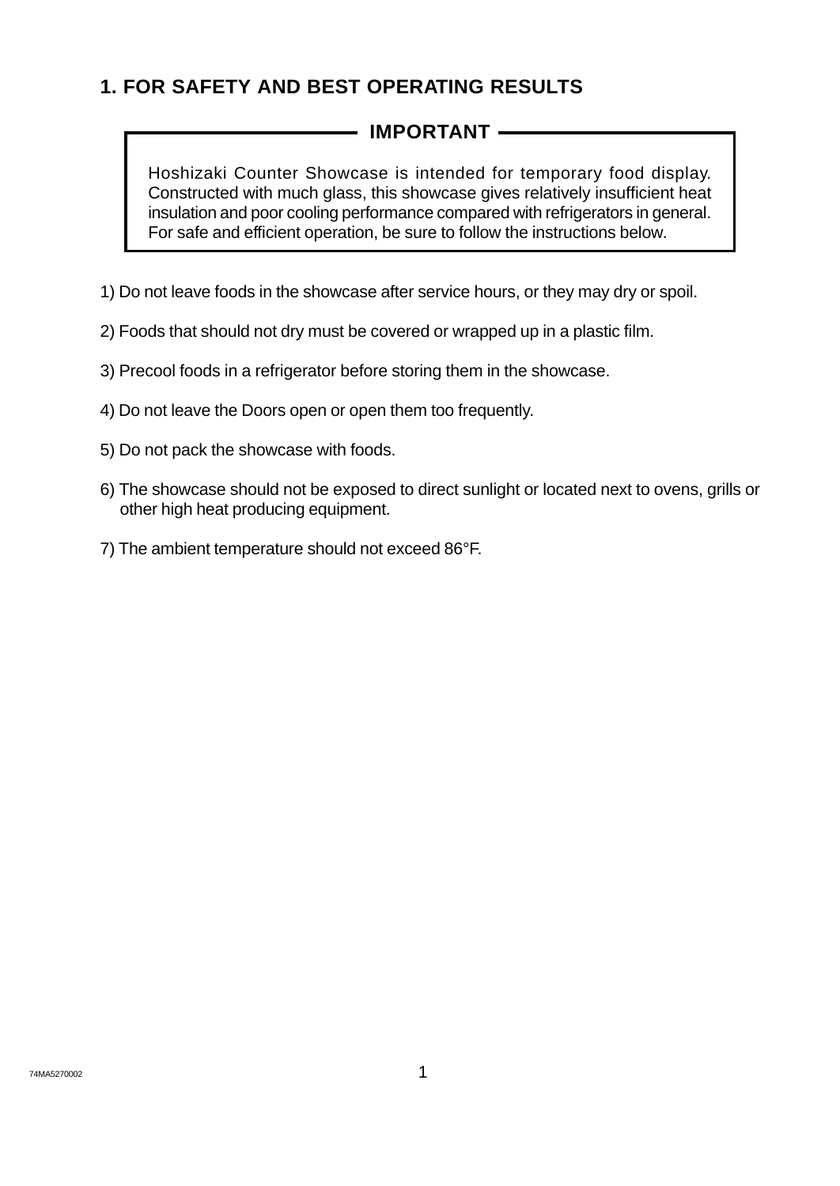## 1. FOR SAFETY AND BEST OPERATING RESULTS

**IMPORTANT**

Hoshizaki Counter Showcase is intended for temporary food display. Constructed with much glass, this showcase gives relatively insufficient heat insulation and poor cooling performance compared with refrigerators in general. For safe and efficient operation, be sure to follow the instructions below.

1) Do not leave foods in the showcase after service hours, or they may dry or spoil.

2) Foods that should not dry must be covered or wrapped up in a plastic film.

3) Precool foods in a refrigerator before storing them in the showcase.

4) Do not leave the Doors open or open them too frequently.

5) Do not pack the showcase with foods.

6) The showcase should not be exposed to direct sunlight or located next to ovens, grills or other high heat producing equipment.

7) The ambient temperature should not exceed 86°F.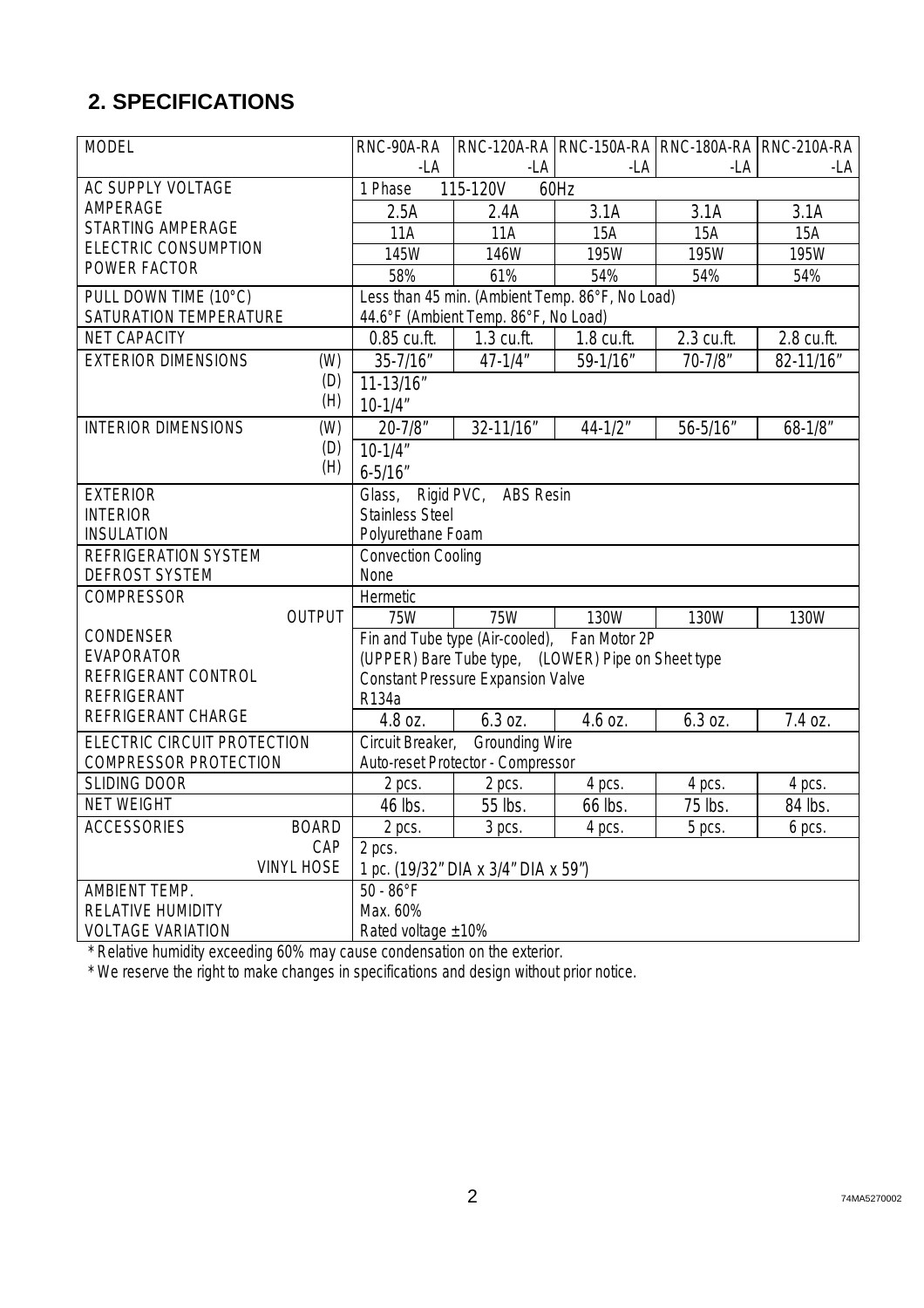## 2. SPECIFICATIONS

| MODEL | RNC-90A-RA -LA | RNC-120A-RA -LA | RNC-150A-RA -LA | RNC-180A-RA -LA | RNC-210A-RA -LA |
|---|---|---|---|---|---|
| AC SUPPLY VOLTAGE | 1 Phase 115-120V 60Hz | | | | |
| AMPERAGE | 2.5A | 2.4A | 3.1A | 3.1A | 3.1A |
| STARTING AMPERAGE | 11A | 11A | 15A | 15A | 15A |
| ELECTRIC CONSUMPTION | 145W | 146W | 195W | 195W | 195W |
| POWER FACTOR | 58% | 61% | 54% | 54% | 54% |
| PULL DOWN TIME (10°C) | Less than 45 min. (Ambient Temp. 86°F, No Load) | | | | |
| SATURATION TEMPERATURE | 44.6°F (Ambient Temp. 86°F, No Load) | | | | |
| NET CAPACITY | 0.85 cu.ft. | 1.3 cu.ft. | 1.8 cu.ft. | 2.3 cu.ft. | 2.8 cu.ft. |
| EXTERIOR DIMENSIONS (W) | 35-7/16" | 47-1/4" | 59-1/16" | 70-7/8" | 82-11/16" |
| (D) | 11-13/16" | | | | |
| (H) | 10-1/4" | | | | |
| INTERIOR DIMENSIONS (W) | 20-7/8" | 32-11/16" | 44-1/2" | 56-5/16" | 68-1/8" |
| (D) | 10-1/4" | | | | |
| (H) | 6-5/16" | | | | |
| EXTERIOR | Glass, Rigid PVC, ABS Resin | | | | |
| INTERIOR | Stainless Steel | | | | |
| INSULATION | Polyurethane Foam | | | | |
| REFRIGERATION SYSTEM | Convection Cooling | | | | |
| DEFROST SYSTEM | None | | | | |
| COMPRESSOR | Hermetic | | | | |
| OUTPUT | 75W | 75W | 130W | 130W | 130W |
| CONDENSER | Fin and Tube type (Air-cooled), Fan Motor 2P | | | | |
| EVAPORATOR | (UPPER) Bare Tube type, (LOWER) Pipe on Sheet type | | | | |
| REFRIGERANT CONTROL | Constant Pressure Expansion Valve | | | | |
| REFRIGERANT | R134a | | | | |
| REFRIGERANT CHARGE | 4.8 oz. | 6.3 oz. | 4.6 oz. | 6.3 oz. | 7.4 oz. |
| ELECTRIC CIRCUIT PROTECTION | Circuit Breaker, Grounding Wire | | | | |
| COMPRESSOR PROTECTION | Auto-reset Protector - Compressor | | | | |
| SLIDING DOOR | 2 pcs. | 2 pcs. | 4 pcs. | 4 pcs. | 4 pcs. |
| NET WEIGHT | 46 lbs. | 55 lbs. | 66 lbs. | 75 lbs. | 84 lbs. |
| ACCESSORIES BOARD | 2 pcs. | 3 pcs. | 4 pcs. | 5 pcs. | 6 pcs. |
| CAP | 2 pcs. | | | | |
| VINYL HOSE | 1 pc. (19/32" DIA x 3/4" DIA x 59") | | | | |
| AMBIENT TEMP. | 50 - 86°F | | | | |
| RELATIVE HUMIDITY | Max. 60% | | | | |
| VOLTAGE VARIATION | Rated voltage ±10% | | | | |

* Relative humidity exceeding 60% may cause condensation on the exterior.

* We reserve the right to make changes in specifications and design without prior notice.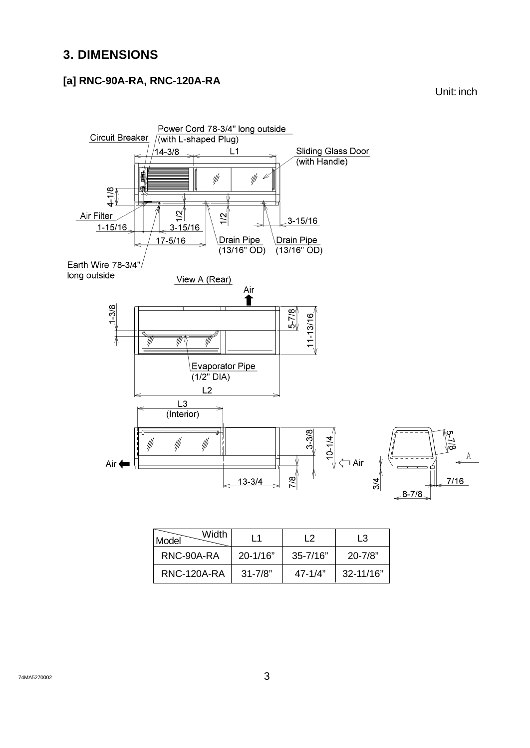# 3. DIMENSIONS

## [a] RNC-90A-RA, RNC-120A-RA

Unit: inch

Power Cord 78-3/4" long outside (with L-shaped Plug)

Circuit Breaker

14-3/8

L1

Sliding Glass Door (with Handle)

4-1/8

Air Filter

1/2

1/2

3-15/16

1-15/16

3-15/16

17-5/16

Drain Pipe (13/16" OD)

Drain Pipe (13/16" OD)

Earth Wire 78-3/4" long outside

View A (Rear)

Air

1-3/8

5-7/8

11-13/16

Evaporator Pipe (1/2" DIA)

L2

L3 (Interior)

3-3/8

10-1/4

Air

Air

13-3/4

7/8

5-7/8

A

3/4

7/16

8-7/8

| Model \ Width | L1 | L2 | L3 |
|---|---|---|---|
| RNC-90A-RA | 20-1/16" | 35-7/16" | 20-7/8" |
| RNC-120A-RA | 31-7/8" | 47-1/4" | 32-11/16" |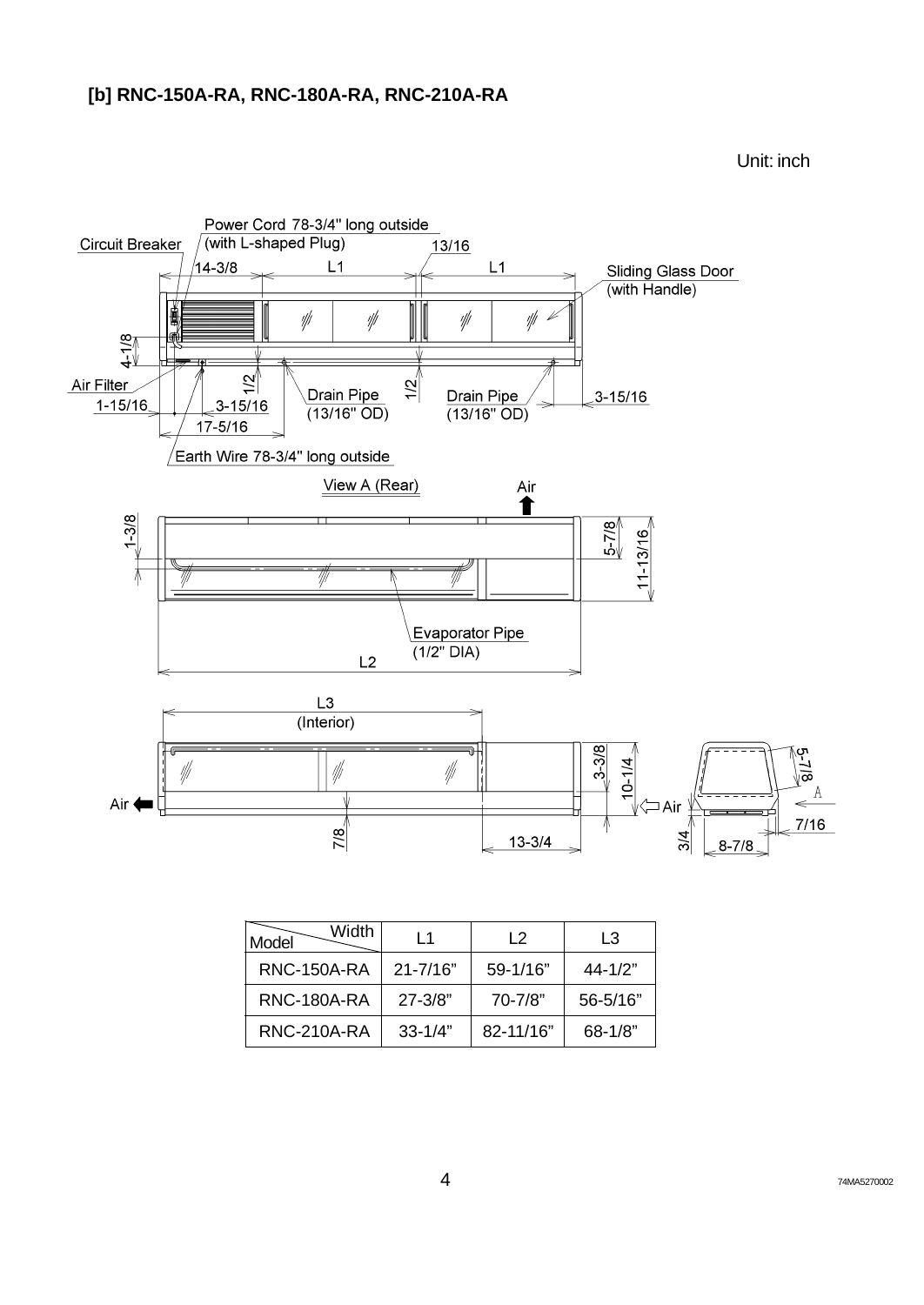### [b] RNC-150A-RA, RNC-180A-RA, RNC-210A-RA

Unit: inch

Power Cord 78-3/4" long outside (with L-shaped Plug)

Circuit Breaker

Sliding Glass Door (with Handle)

Air Filter

Drain Pipe (13/16" OD)

Earth Wire 78-3/4" long outside

View A (Rear)

Evaporator Pipe (1/2" DIA)

L3 (Interior)

| Width / Model | L1 | L2 | L3 |
|---|---|---|---|
| RNC-150A-RA | 21-7/16" | 59-1/16" | 44-1/2" |
| RNC-180A-RA | 27-3/8" | 70-7/8" | 56-5/16" |
| RNC-210A-RA | 33-1/4" | 82-11/16" | 68-1/8" |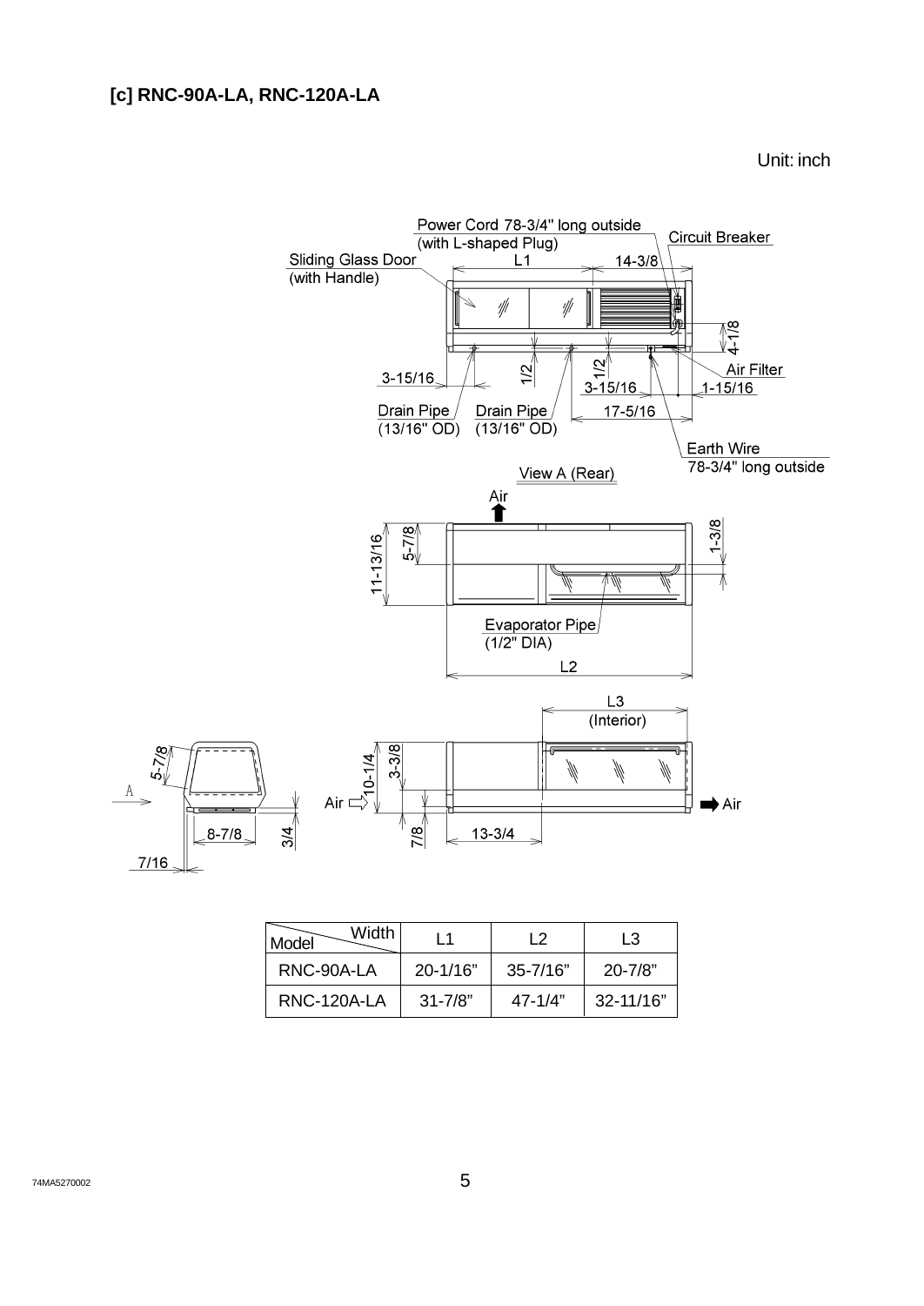### [c] RNC-90A-LA, RNC-120A-LA

Unit: inch

Power Cord 78-3/4" long outside (with L-shaped Plug)

Circuit Breaker

Sliding Glass Door (with Handle)

L1

14-3/8

4-1/8

Air Filter

3-15/16

1/2

1/2

3-15/16

1-15/16

Drain Pipe (13/16" OD)

Drain Pipe (13/16" OD)

17-5/16

Earth Wire 78-3/4" long outside

View A (Rear)

Air

11-13/16

5-7/8

1-3/8

Evaporator Pipe (1/2" DIA)

L2

L3 (Interior)

5-7/8

A

10-1/4

3-3/8

Air

Air

8-7/8

3/4

7/8

13-3/4

7/16

| Model \ Width | L1 | L2 | L3 |
|---|---|---|---|
| RNC-90A-LA | 20-1/16" | 35-7/16" | 20-7/8" |
| RNC-120A-LA | 31-7/8" | 47-1/4" | 32-11/16" |

74MA5270002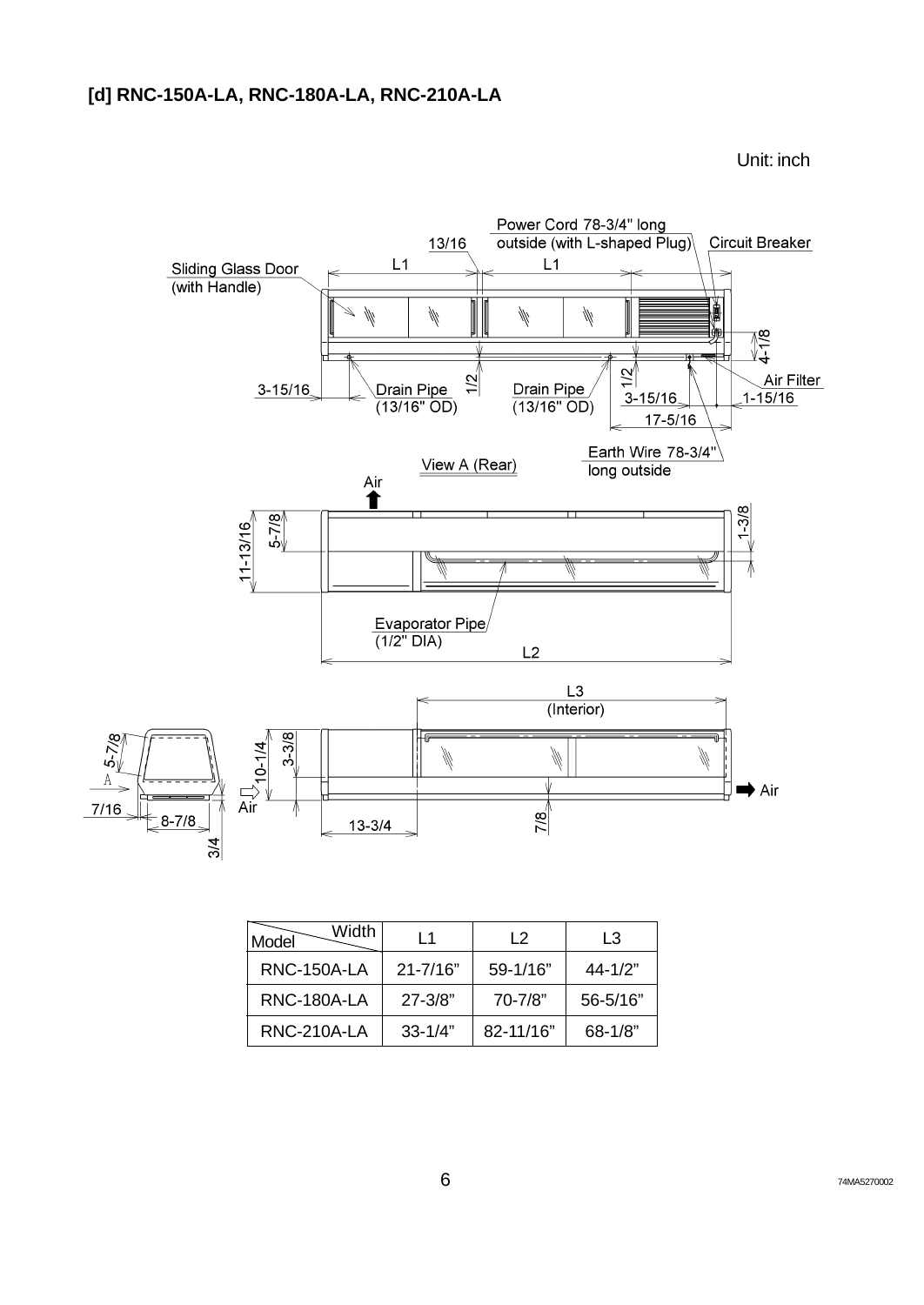## [d] RNC-150A-LA, RNC-180A-LA, RNC-210A-LA

Unit: inch

| Width / Model | L1 | L2 | L3 |
|---|---|---|---|
| RNC-150A-LA | 21-7/16" | 59-1/16" | 44-1/2" |
| RNC-180A-LA | 27-3/8" | 70-7/8" | 56-5/16" |
| RNC-210A-LA | 33-1/4" | 82-11/16" | 68-1/8" |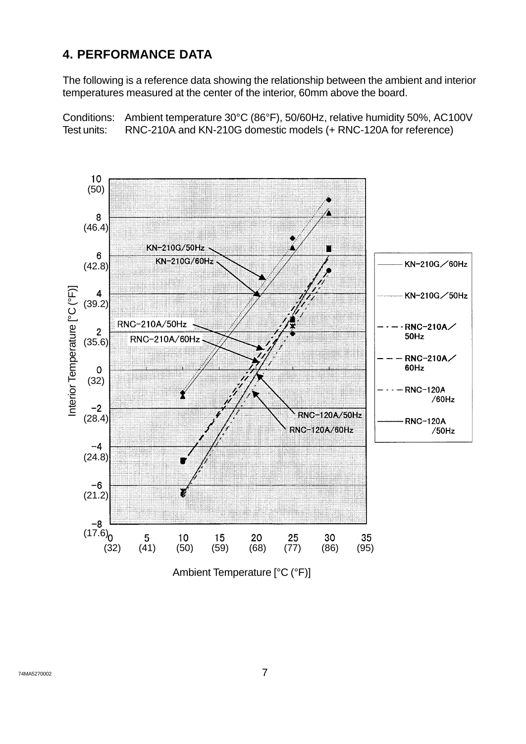## 4. PERFORMANCE DATA

The following is a reference data showing the relationship between the ambient and interior temperatures measured at the center of the interior, 60mm above the board.

Conditions: Ambient temperature 30°C (86°F), 50/60Hz, relative humidity 50%, AC100V
Test units: RNC-210A and KN-210G domestic models (+ RNC-120A for reference)

Interior Temperature [°C (°F)]

10 (50)
8 (46.4)
6 (42.8)
4 (39.2)
2 (35.6)
0 (32)
−2 (28.4)
−4 (24.8)
−6 (21.2)
−8 (17.6)

Ambient Temperature [°C (°F)]

0 (32) 5 (41) 10 (50) 15 (59) 20 (68) 25 (77) 30 (86) 35 (95)

KN-210G/50Hz
KN-210G/60Hz
RNC-210A/50Hz
RNC-210A/60Hz
RNC-120A/50Hz
RNC-120A/60Hz

Legend:
- KN-210G／60Hz
- KN-210G／50Hz
- RNC-210A／50Hz
- RNC-210A／60Hz
- RNC-120A /60Hz
- RNC-120A /50Hz

74MA5270002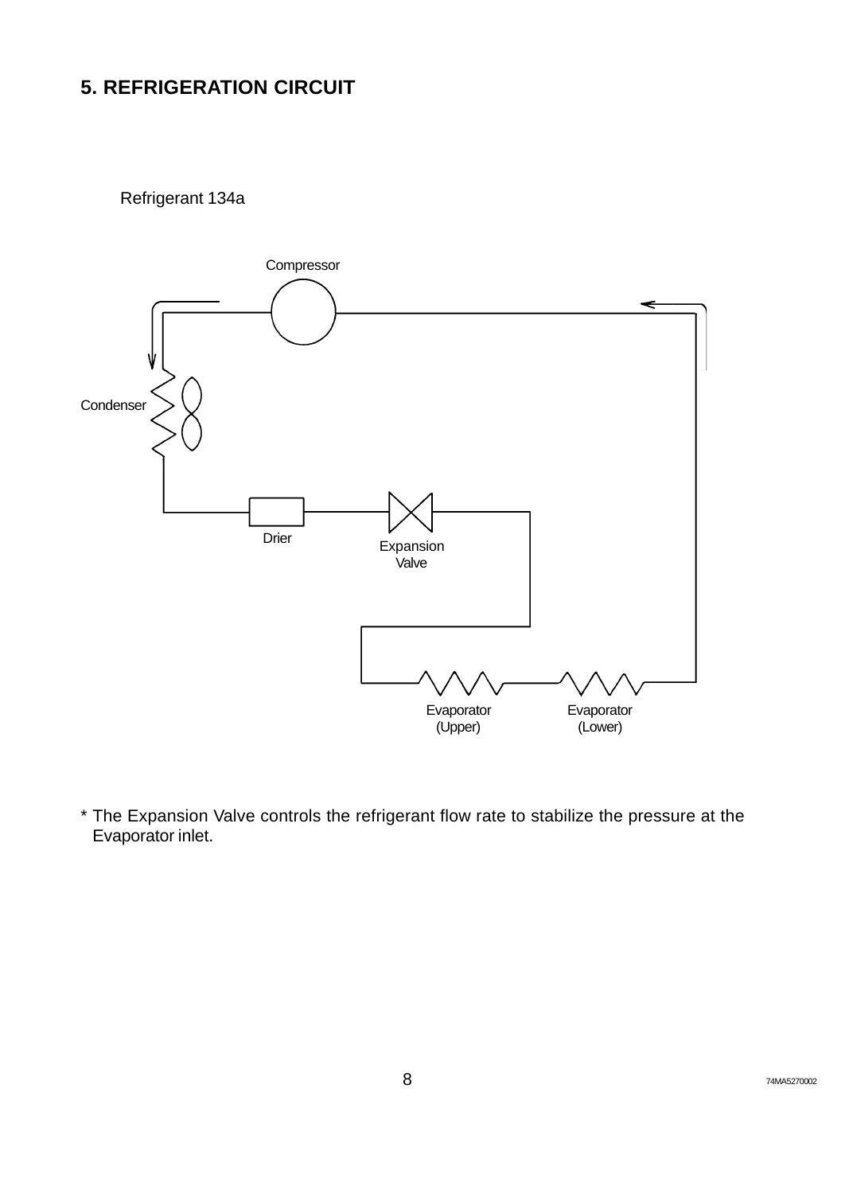# 5. REFRIGERATION CIRCUIT

Refrigerant 134a

Compressor

Condenser

Drier

Expansion Valve

Evaporator (Upper)

Evaporator (Lower)

\* The Expansion Valve controls the refrigerant flow rate to stabilize the pressure at the Evaporator inlet.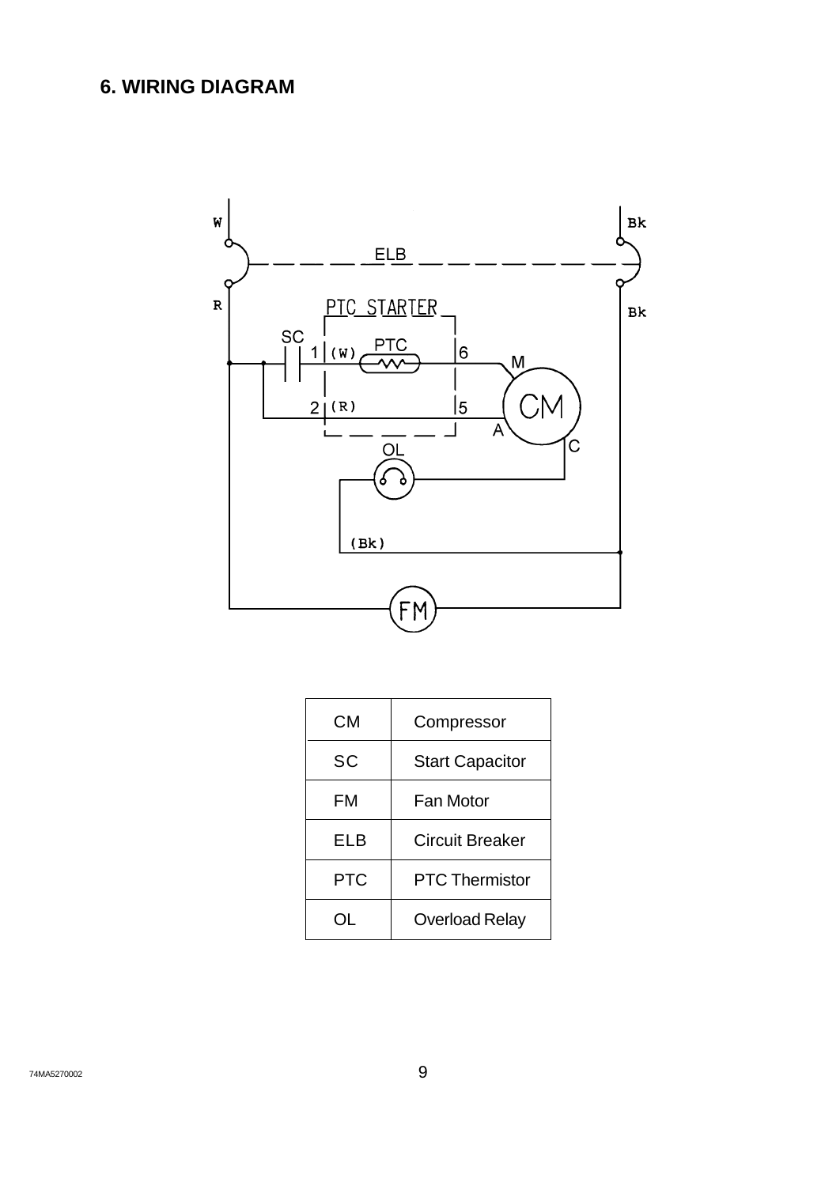## 6. WIRING DIAGRAM

| CM | Compressor |
|---|---|
| SC | Start Capacitor |
| FM | Fan Motor |
| ELB | Circuit Breaker |
| PTC | PTC Thermistor |
| OL | Overload Relay |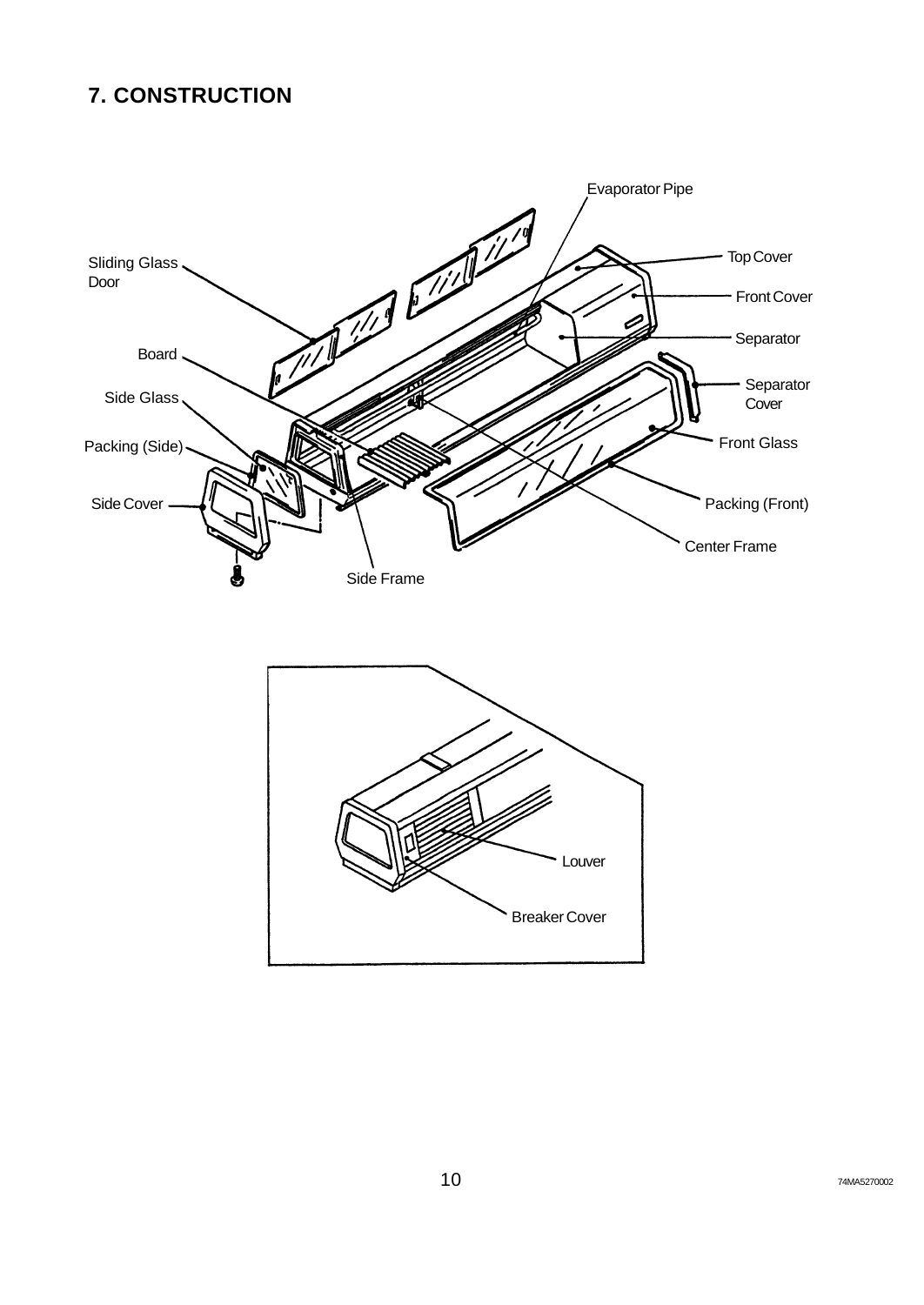## 7. CONSTRUCTION

Evaporator Pipe

Top Cover

Sliding Glass Door

Front Cover

Separator

Board

Separator Cover

Side Glass

Front Glass

Packing (Side)

Side Cover

Packing (Front)

Center Frame

Side Frame

Louver

Breaker Cover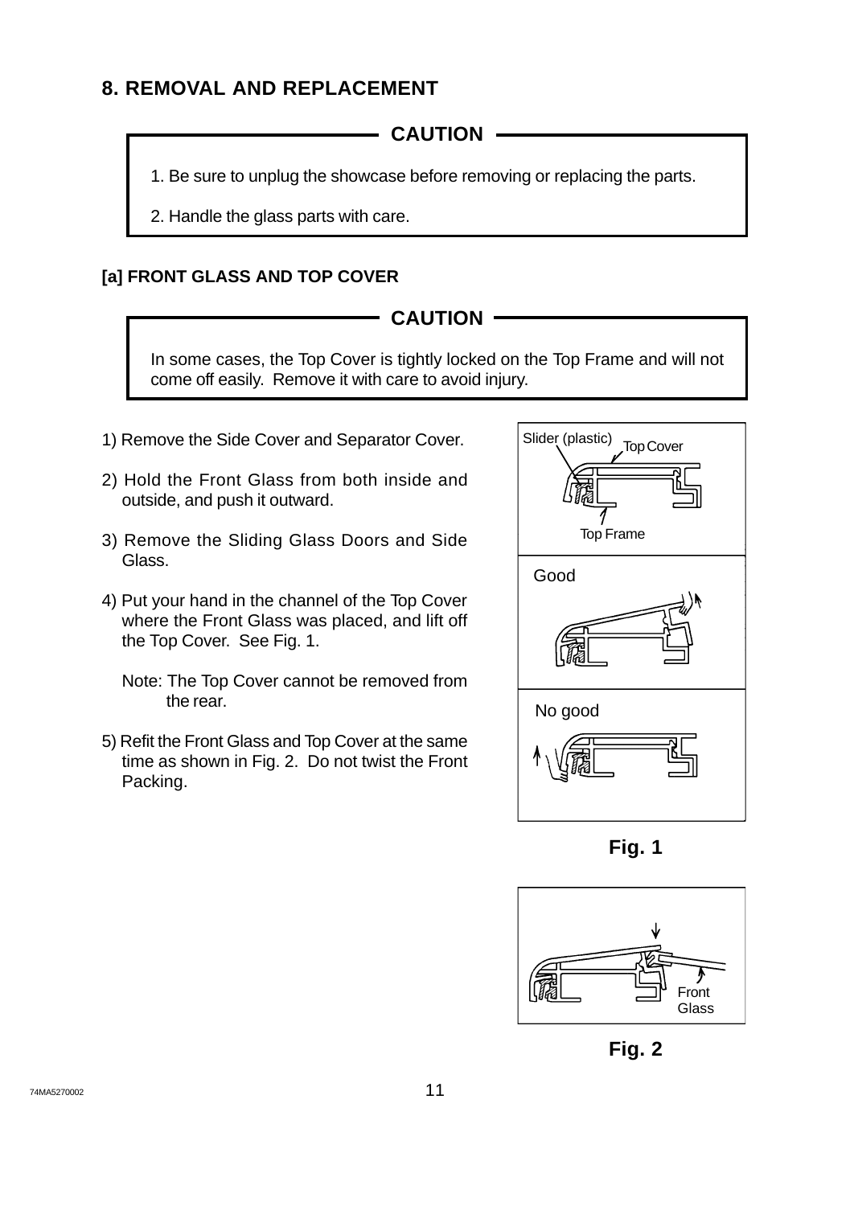# 8. REMOVAL AND REPLACEMENT

**CAUTION**

1. Be sure to unplug the showcase before removing or replacing the parts.
2. Handle the glass parts with care.

## [a] FRONT GLASS AND TOP COVER

**CAUTION**

In some cases, the Top Cover is tightly locked on the Top Frame and will not come off easily. Remove it with care to avoid injury.

1) Remove the Side Cover and Separator Cover.

2) Hold the Front Glass from both inside and outside, and push it outward.

3) Remove the Sliding Glass Doors and Side Glass.

4) Put your hand in the channel of the Top Cover where the Front Glass was placed, and lift off the Top Cover. See Fig. 1.

   Note: The Top Cover cannot be removed from the rear.

5) Refit the Front Glass and Top Cover at the same time as shown in Fig. 2. Do not twist the Front Packing.

Slider (plastic) Top Cover Top Frame

Good

No good

**Fig. 1**

Front Glass

**Fig. 2**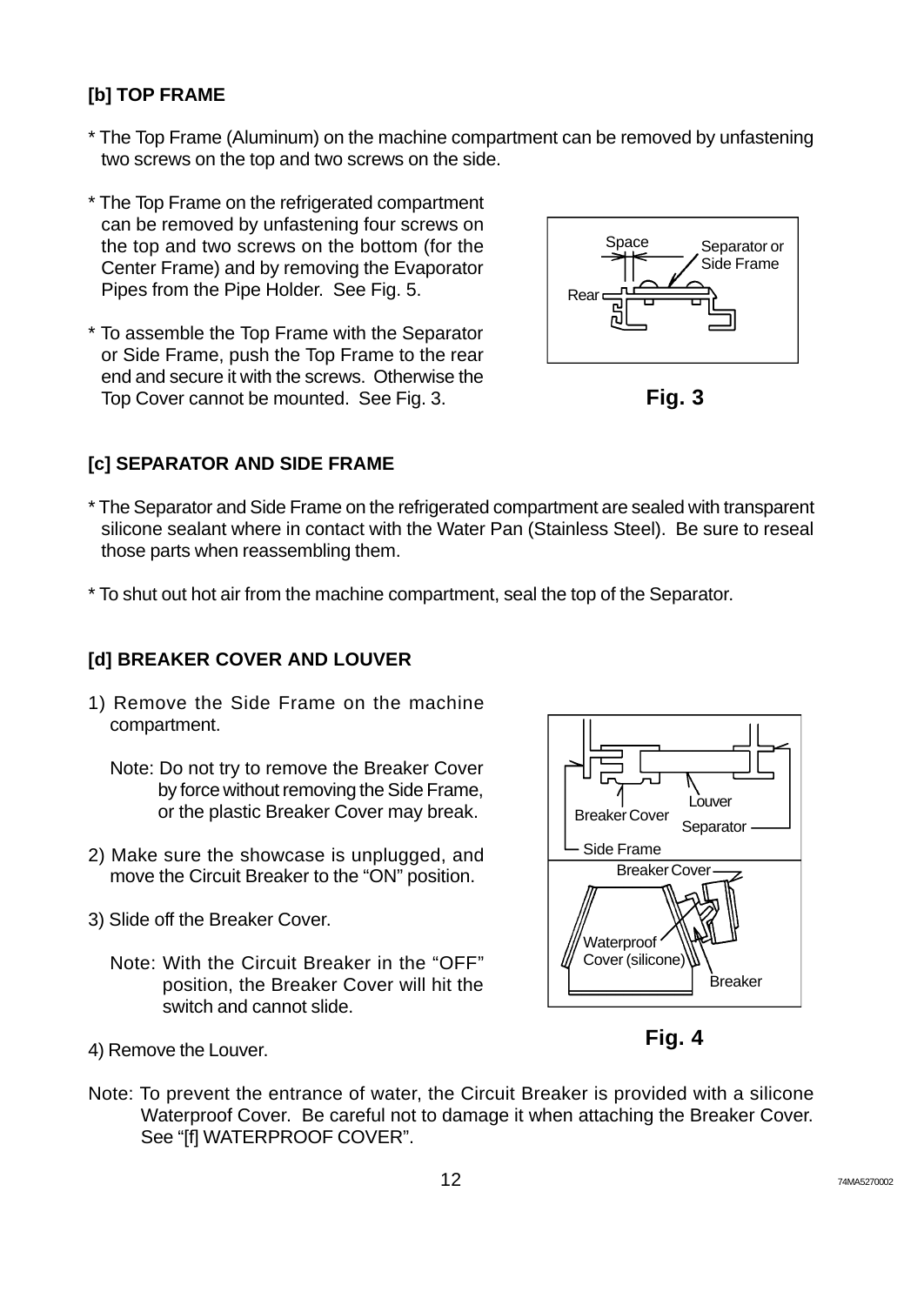### [b] TOP FRAME

* The Top Frame (Aluminum) on the machine compartment can be removed by unfastening two screws on the top and two screws on the side.

* The Top Frame on the refrigerated compartment can be removed by unfastening four screws on the top and two screws on the bottom (for the Center Frame) and by removing the Evaporator Pipes from the Pipe Holder. See Fig. 5.

* To assemble the Top Frame with the Separator or Side Frame, push the Top Frame to the rear end and secure it with the screws. Otherwise the Top Cover cannot be mounted. See Fig. 3.

**Fig. 3**

### [c] SEPARATOR AND SIDE FRAME

* The Separator and Side Frame on the refrigerated compartment are sealed with transparent silicone sealant where in contact with the Water Pan (Stainless Steel). Be sure to reseal those parts when reassembling them.

* To shut out hot air from the machine compartment, seal the top of the Separator.

### [d] BREAKER COVER AND LOUVER

1) Remove the Side Frame on the machine compartment.

   Note: Do not try to remove the Breaker Cover by force without removing the Side Frame, or the plastic Breaker Cover may break.

2) Make sure the showcase is unplugged, and move the Circuit Breaker to the “ON” position.

3) Slide off the Breaker Cover.

   Note: With the Circuit Breaker in the “OFF” position, the Breaker Cover will hit the switch and cannot slide.

4) Remove the Louver.

**Fig. 4**

Note: To prevent the entrance of water, the Circuit Breaker is provided with a silicone Waterproof Cover. Be careful not to damage it when attaching the Breaker Cover. See “[f] WATERPROOF COVER”.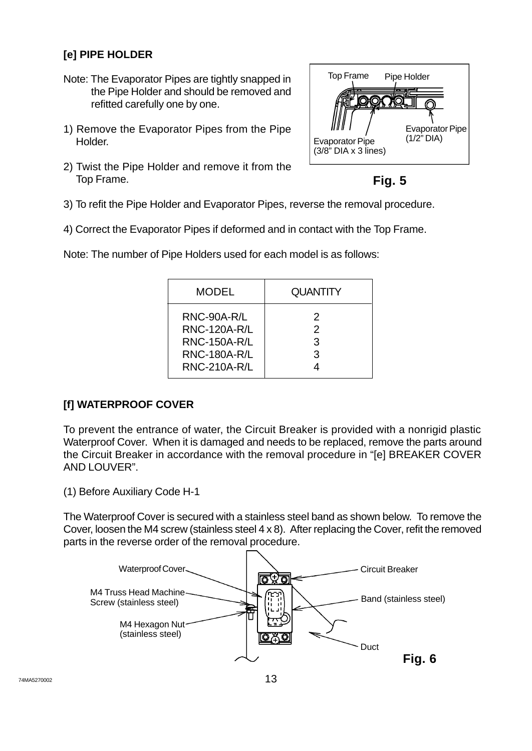### [e] PIPE HOLDER

Note: The Evaporator Pipes are tightly snapped in the Pipe Holder and should be removed and refitted carefully one by one.

1) Remove the Evaporator Pipes from the Pipe Holder.

2) Twist the Pipe Holder and remove it from the Top Frame.

Top Frame
Pipe Holder
Evaporator Pipe (1/2" DIA)
Evaporator Pipe (3/8" DIA x 3 lines)

**Fig. 5**

3) To refit the Pipe Holder and Evaporator Pipes, reverse the removal procedure.

4) Correct the Evaporator Pipes if deformed and in contact with the Top Frame.

Note: The number of Pipe Holders used for each model is as follows:

| MODEL | QUANTITY |
|---|---|
| RNC-90A-R/L | 2 |
| RNC-120A-R/L | 2 |
| RNC-150A-R/L | 3 |
| RNC-180A-R/L | 3 |
| RNC-210A-R/L | 4 |

### [f] WATERPROOF COVER

To prevent the entrance of water, the Circuit Breaker is provided with a nonrigid plastic Waterproof Cover. When it is damaged and needs to be replaced, remove the parts around the Circuit Breaker in accordance with the removal procedure in "[e] BREAKER COVER AND LOUVER".

(1) Before Auxiliary Code H-1

The Waterproof Cover is secured with a stainless steel band as shown below. To remove the Cover, loosen the M4 screw (stainless steel 4 x 8). After replacing the Cover, refit the removed parts in the reverse order of the removal procedure.

Waterproof Cover
M4 Truss Head Machine Screw (stainless steel)
M4 Hexagon Nut (stainless steel)
Circuit Breaker
Band (stainless steel)
Duct

**Fig. 6**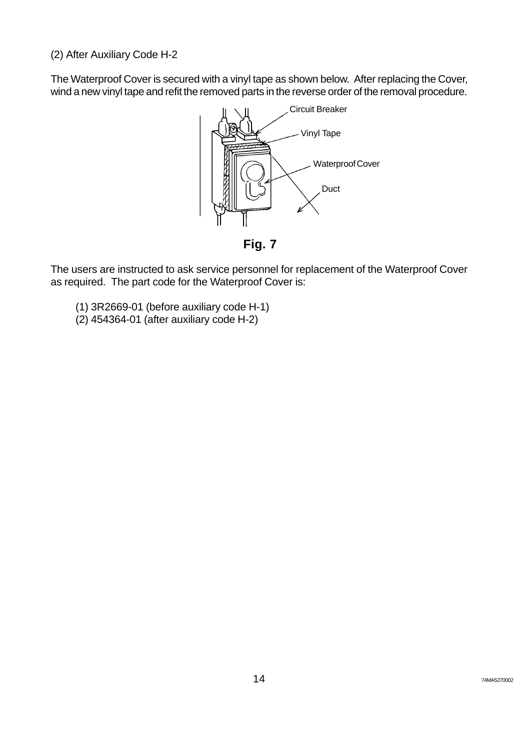(2) After Auxiliary Code H-2

The Waterproof Cover is secured with a vinyl tape as shown below. After replacing the Cover, wind a new vinyl tape and refit the removed parts in the reverse order of the removal procedure.

Circuit Breaker

Vinyl Tape

Waterproof Cover

Duct

**Fig. 7**

The users are instructed to ask service personnel for replacement of the Waterproof Cover as required. The part code for the Waterproof Cover is:

(1) 3R2669-01 (before auxiliary code H-1)
(2) 454364-01 (after auxiliary code H-2)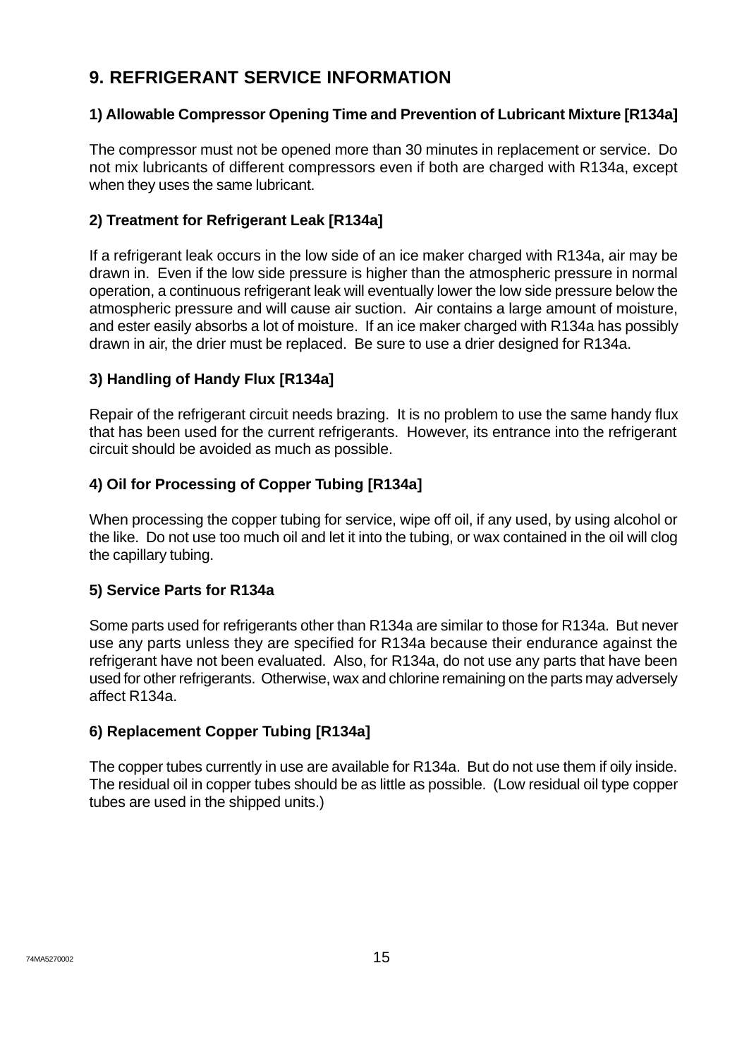## 9. REFRIGERANT SERVICE INFORMATION

### 1) Allowable Compressor Opening Time and Prevention of Lubricant Mixture [R134a]

The compressor must not be opened more than 30 minutes in replacement or service. Do not mix lubricants of different compressors even if both are charged with R134a, except when they uses the same lubricant.

### 2) Treatment for Refrigerant Leak [R134a]

If a refrigerant leak occurs in the low side of an ice maker charged with R134a, air may be drawn in. Even if the low side pressure is higher than the atmospheric pressure in normal operation, a continuous refrigerant leak will eventually lower the low side pressure below the atmospheric pressure and will cause air suction. Air contains a large amount of moisture, and ester easily absorbs a lot of moisture. If an ice maker charged with R134a has possibly drawn in air, the drier must be replaced. Be sure to use a drier designed for R134a.

### 3) Handling of Handy Flux [R134a]

Repair of the refrigerant circuit needs brazing. It is no problem to use the same handy flux that has been used for the current refrigerants. However, its entrance into the refrigerant circuit should be avoided as much as possible.

### 4) Oil for Processing of Copper Tubing [R134a]

When processing the copper tubing for service, wipe off oil, if any used, by using alcohol or the like. Do not use too much oil and let it into the tubing, or wax contained in the oil will clog the capillary tubing.

### 5) Service Parts for R134a

Some parts used for refrigerants other than R134a are similar to those for R134a. But never use any parts unless they are specified for R134a because their endurance against the refrigerant have not been evaluated. Also, for R134a, do not use any parts that have been used for other refrigerants. Otherwise, wax and chlorine remaining on the parts may adversely affect R134a.

### 6) Replacement Copper Tubing [R134a]

The copper tubes currently in use are available for R134a. But do not use them if oily inside. The residual oil in copper tubes should be as little as possible. (Low residual oil type copper tubes are used in the shipped units.)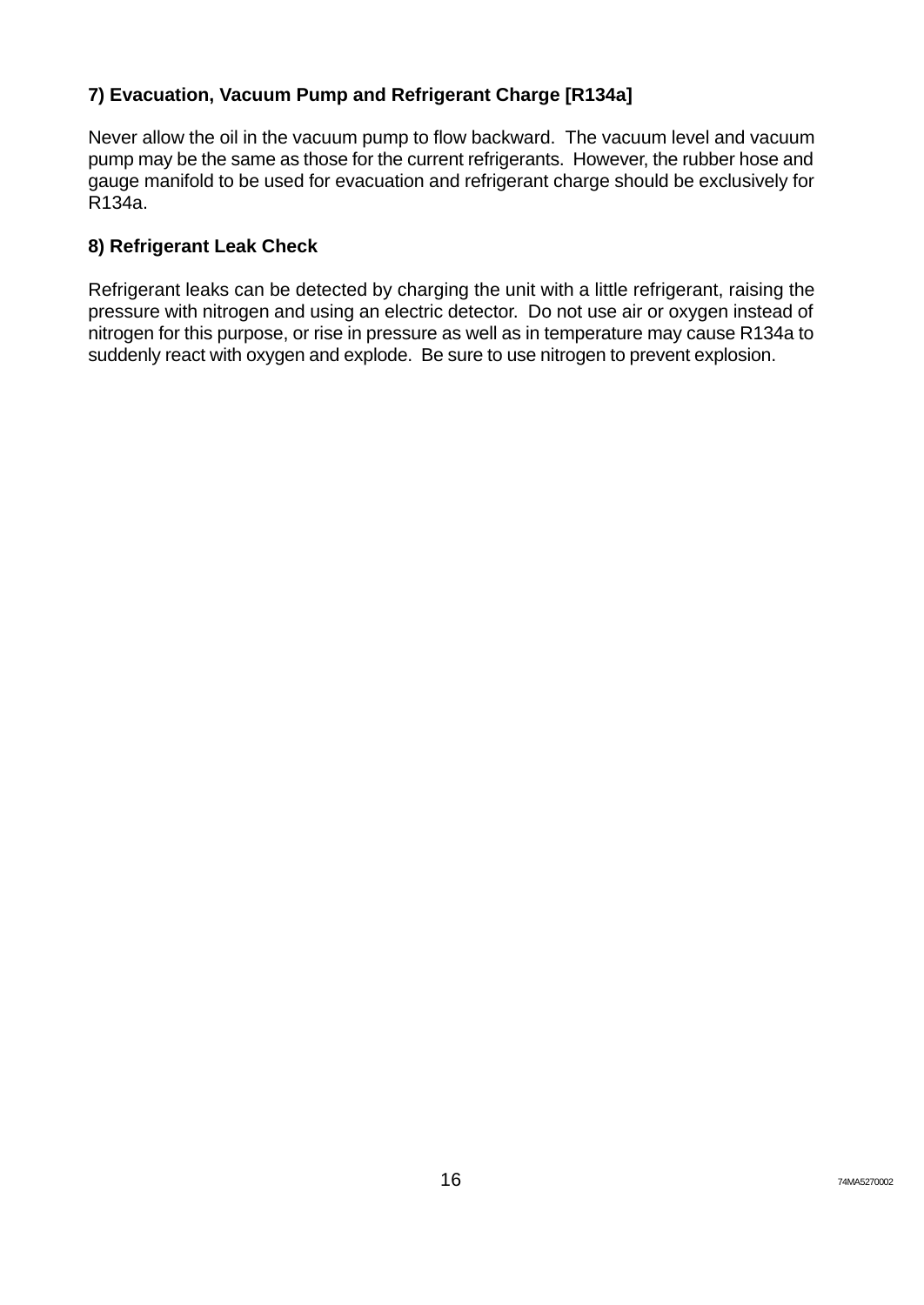**7) Evacuation, Vacuum Pump and Refrigerant Charge [R134a]**

Never allow the oil in the vacuum pump to flow backward. The vacuum level and vacuum pump may be the same as those for the current refrigerants. However, the rubber hose and gauge manifold to be used for evacuation and refrigerant charge should be exclusively for R134a.

**8) Refrigerant Leak Check**

Refrigerant leaks can be detected by charging the unit with a little refrigerant, raising the pressure with nitrogen and using an electric detector. Do not use air or oxygen instead of nitrogen for this purpose, or rise in pressure as well as in temperature may cause R134a to suddenly react with oxygen and explode. Be sure to use nitrogen to prevent explosion.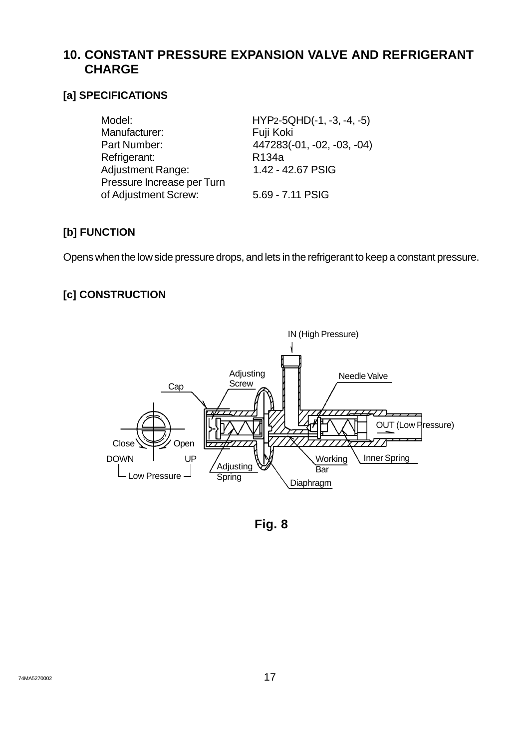## 10. CONSTANT PRESSURE EXPANSION VALVE AND REFRIGERANT CHARGE

### [a] SPECIFICATIONS

| | |
|---|---|
| Model: | HYP2-5QHD(-1, -3, -4, -5) |
| Manufacturer: | Fuji Koki |
| Part Number: | 447283(-01, -02, -03, -04) |
| Refrigerant: | R134a |
| Adjustment Range: | 1.42 - 42.67 PSIG |
| Pressure Increase per Turn of Adjustment Screw: | 5.69 - 7.11 PSIG |

### [b] FUNCTION

Opens when the low side pressure drops, and lets in the refrigerant to keep a constant pressure.

### [c] CONSTRUCTION

IN (High Pressure)

Adjusting Screw

Cap

Needle Valve

OUT (Low Pressure)

Close

Open

DOWN

UP

Low Pressure

Adjusting Spring

Working Bar

Inner Spring

Diaphragm

**Fig. 8**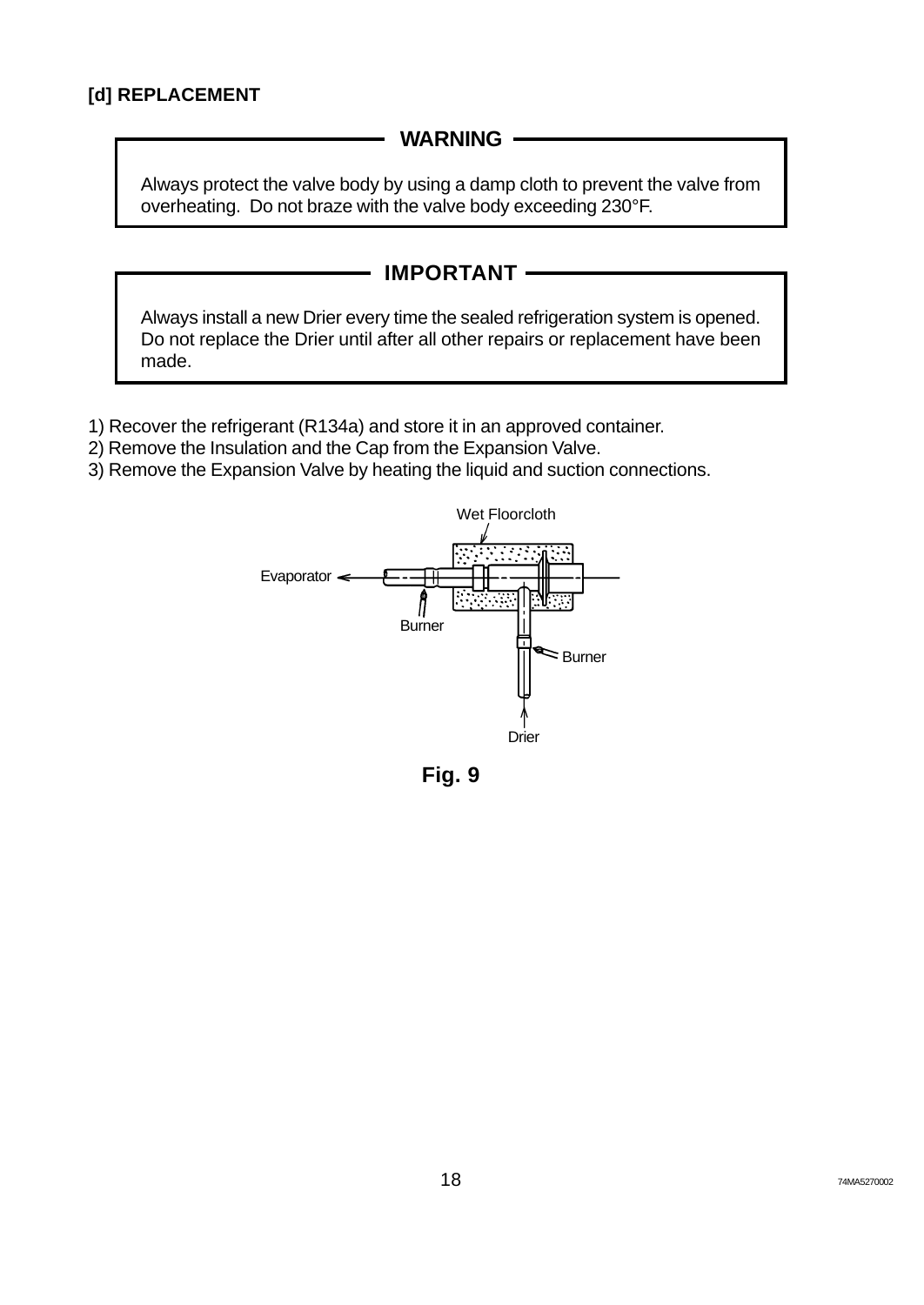### [d] REPLACEMENT

**WARNING**

Always protect the valve body by using a damp cloth to prevent the valve from overheating. Do not braze with the valve body exceeding 230°F.

**IMPORTANT**

Always install a new Drier every time the sealed refrigeration system is opened. Do not replace the Drier until after all other repairs or replacement have been made.

1) Recover the refrigerant (R134a) and store it in an approved container.
2) Remove the Insulation and the Cap from the Expansion Valve.
3) Remove the Expansion Valve by heating the liquid and suction connections.

Wet Floorcloth

Evaporator

Burner

Burner

Drier

**Fig. 9**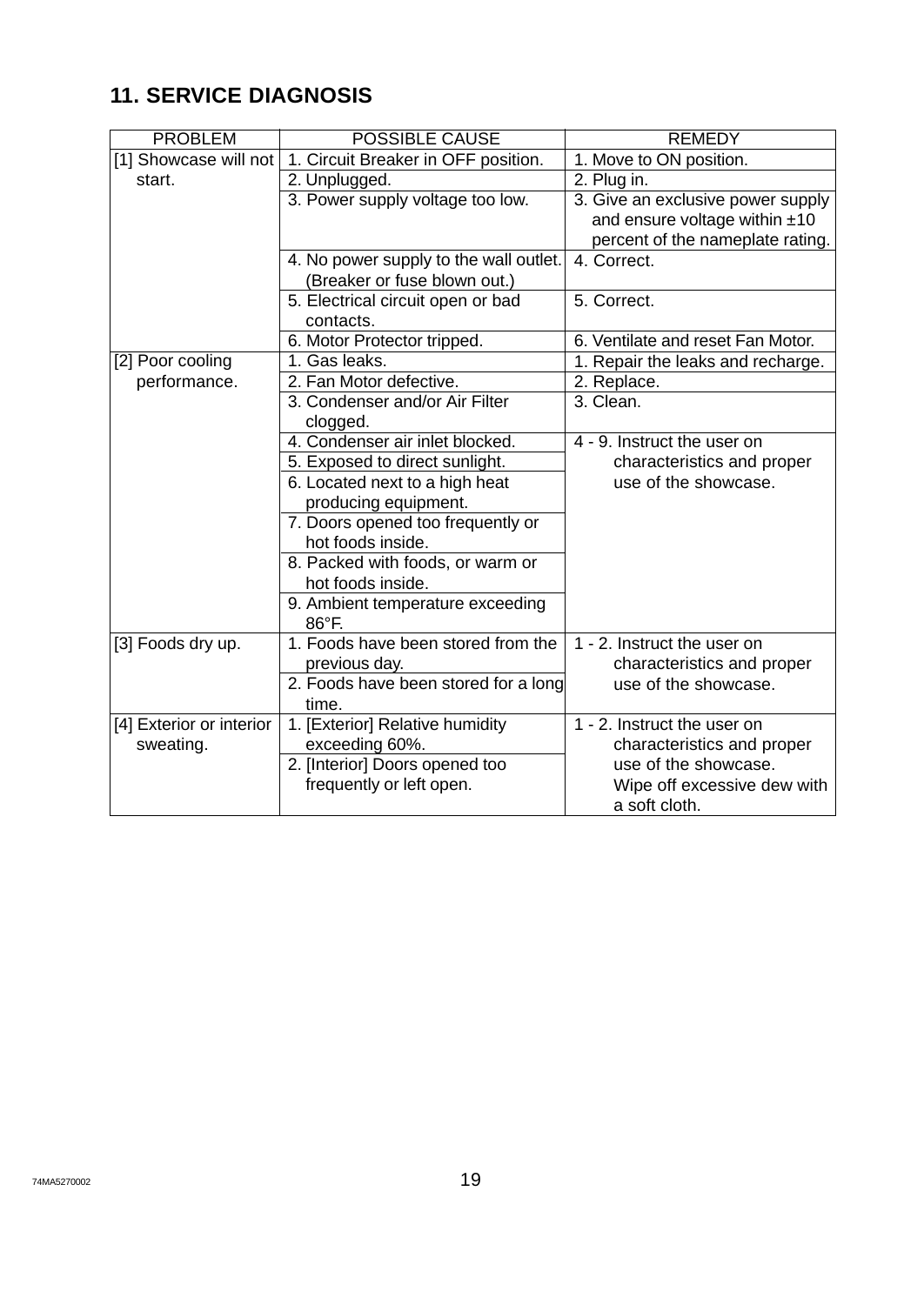## 11. SERVICE DIAGNOSIS

| PROBLEM | POSSIBLE CAUSE | REMEDY |
|---|---|---|
| [1] Showcase will not start. | 1. Circuit Breaker in OFF position. | 1. Move to ON position. |
| | 2. Unplugged. | 2. Plug in. |
| | 3. Power supply voltage too low. | 3. Give an exclusive power supply and ensure voltage within ±10 percent of the nameplate rating. |
| | 4. No power supply to the wall outlet. (Breaker or fuse blown out.) | 4. Correct. |
| | 5. Electrical circuit open or bad contacts. | 5. Correct. |
| | 6. Motor Protector tripped. | 6. Ventilate and reset Fan Motor. |
| [2] Poor cooling performance. | 1. Gas leaks. | 1. Repair the leaks and recharge. |
| | 2. Fan Motor defective. | 2. Replace. |
| | 3. Condenser and/or Air Filter clogged. | 3. Clean. |
| | 4. Condenser air inlet blocked. | 4 - 9. Instruct the user on characteristics and proper use of the showcase. |
| | 5. Exposed to direct sunlight. | |
| | 6. Located next to a high heat producing equipment. | |
| | 7. Doors opened too frequently or hot foods inside. | |
| | 8. Packed with foods, or warm or hot foods inside. | |
| | 9. Ambient temperature exceeding 86°F. | |
| [3] Foods dry up. | 1. Foods have been stored from the previous day. | 1 - 2. Instruct the user on characteristics and proper use of the showcase. |
| | 2. Foods have been stored for a long time. | |
| [4] Exterior or interior sweating. | 1. [Exterior] Relative humidity exceeding 60%. | 1 - 2. Instruct the user on characteristics and proper use of the showcase. Wipe off excessive dew with a soft cloth. |
| | 2. [Interior] Doors opened too frequently or left open. | |

74MA5270002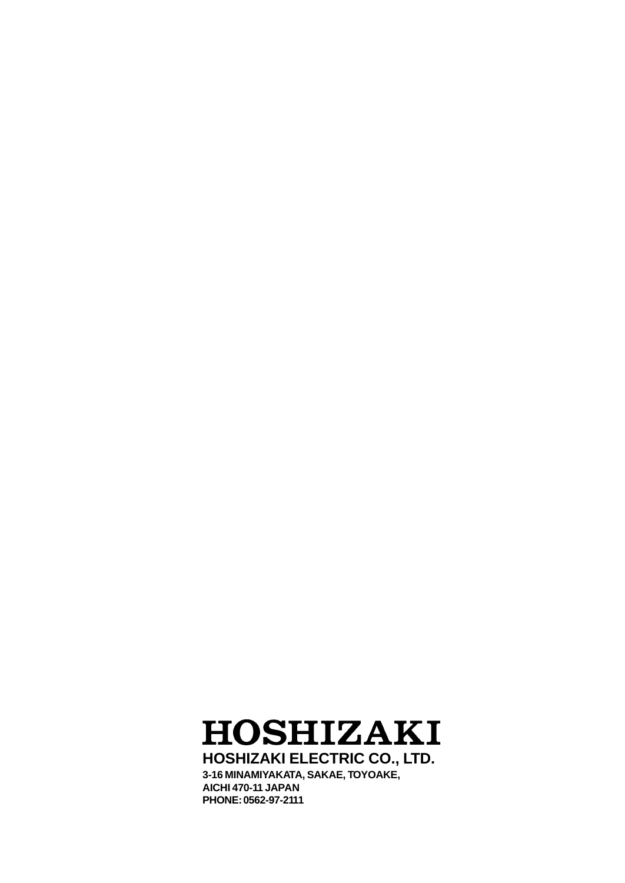**HOSHIZAKI**

**HOSHIZAKI ELECTRIC CO., LTD.**

**3-16 MINAMIYAKATA, SAKAE, TOYOAKE,**
**AICHI 470-11 JAPAN**
**PHONE: 0562-97-2111**